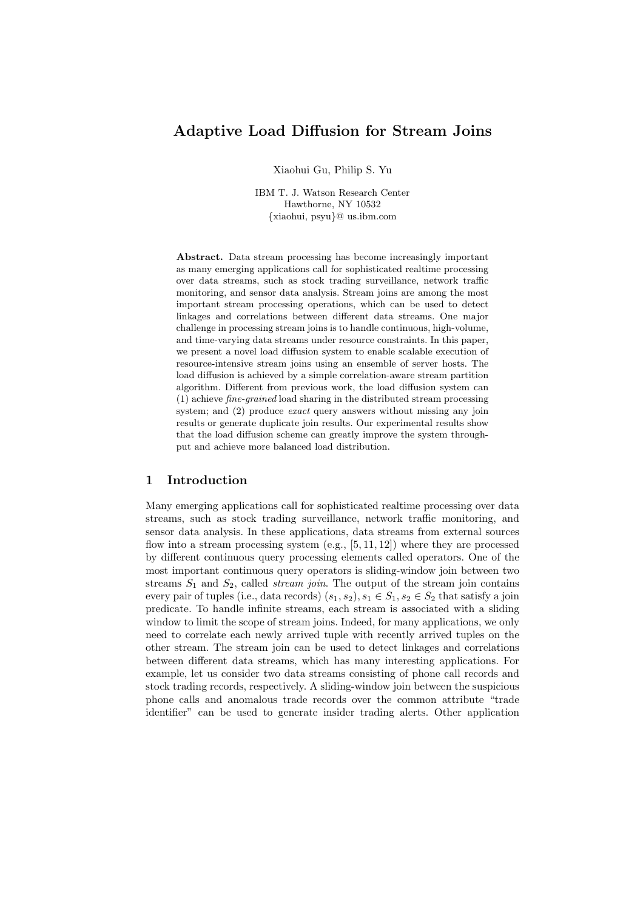# Adaptive Load Diffusion for Stream Joins

Xiaohui Gu, Philip S. Yu

IBM T. J. Watson Research Center
Hawthorne, NY 10532
{xiaohui, psyu}@ us.ibm.com

**Abstract.** Data stream processing has become increasingly important as many emerging applications call for sophisticated realtime processing over data streams, such as stock trading surveillance, network traffic monitoring, and sensor data analysis. Stream joins are among the most important stream processing operations, which can be used to detect linkages and correlations between different data streams. One major challenge in processing stream joins is to handle continuous, high-volume, and time-varying data streams under resource constraints. In this paper, we present a novel load diffusion system to enable scalable execution of resource-intensive stream joins using an ensemble of server hosts. The load diffusion is achieved by a simple correlation-aware stream partition algorithm. Different from previous work, the load diffusion system can (1) achieve *fine-grained* load sharing in the distributed stream processing system; and (2) produce *exact* query answers without missing any join results or generate duplicate join results. Our experimental results show that the load diffusion scheme can greatly improve the system throughput and achieve more balanced load distribution.

## 1 Introduction

Many emerging applications call for sophisticated realtime processing over data streams, such as stock trading surveillance, network traffic monitoring, and sensor data analysis. In these applications, data streams from external sources flow into a stream processing system (e.g., [5, 11, 12]) where they are processed by different continuous query processing elements called operators. One of the most important continuous query operators is sliding-window join between two streams $S_1$ and $S_2$, called *stream join*. The output of the stream join contains every pair of tuples (i.e., data records) $(s_1, s_2), s_1 \in S_1, s_2 \in S_2$ that satisfy a join predicate. To handle infinite streams, each stream is associated with a sliding window to limit the scope of stream joins. Indeed, for many applications, we only need to correlate each newly arrived tuple with recently arrived tuples on the other stream. The stream join can be used to detect linkages and correlations between different data streams, which has many interesting applications. For example, let us consider two data streams consisting of phone call records and stock trading records, respectively. A sliding-window join between the suspicious phone calls and anomalous trade records over the common attribute "trade identifier" can be used to generate insider trading alerts. Other application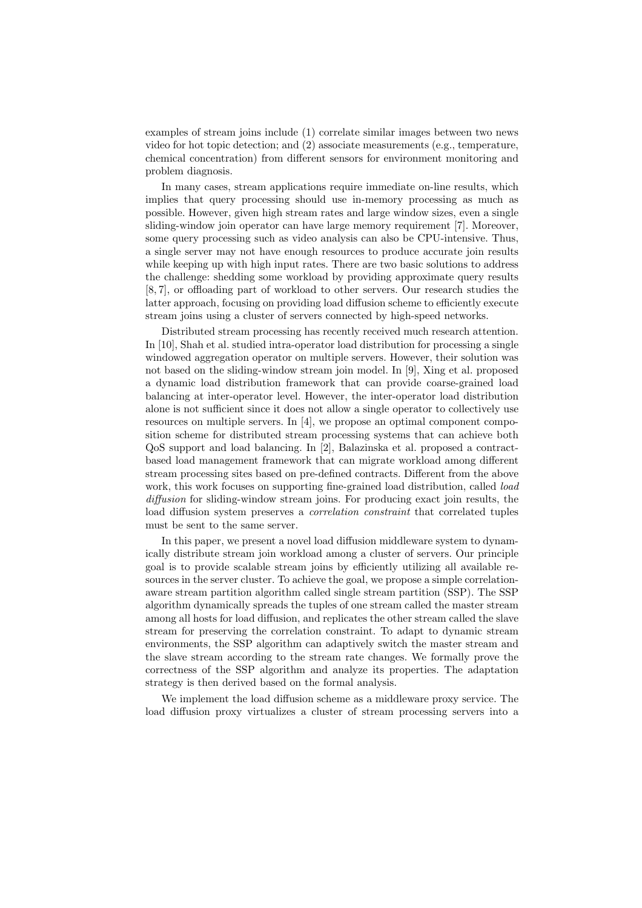examples of stream joins include (1) correlate similar images between two news video for hot topic detection; and (2) associate measurements (e.g., temperature, chemical concentration) from different sensors for environment monitoring and problem diagnosis.

In many cases, stream applications require immediate on-line results, which implies that query processing should use in-memory processing as much as possible. However, given high stream rates and large window sizes, even a single sliding-window join operator can have large memory requirement [7]. Moreover, some query processing such as video analysis can also be CPU-intensive. Thus, a single server may not have enough resources to produce accurate join results while keeping up with high input rates. There are two basic solutions to address the challenge: shedding some workload by providing approximate query results [8, 7], or offloading part of workload to other servers. Our research studies the latter approach, focusing on providing load diffusion scheme to efficiently execute stream joins using a cluster of servers connected by high-speed networks.

Distributed stream processing has recently received much research attention. In [10], Shah et al. studied intra-operator load distribution for processing a single windowed aggregation operator on multiple servers. However, their solution was not based on the sliding-window stream join model. In [9], Xing et al. proposed a dynamic load distribution framework that can provide coarse-grained load balancing at inter-operator level. However, the inter-operator load distribution alone is not sufficient since it does not allow a single operator to collectively use resources on multiple servers. In [4], we propose an optimal component composition scheme for distributed stream processing systems that can achieve both QoS support and load balancing. In [2], Balazinska et al. proposed a contract-based load management framework that can migrate workload among different stream processing sites based on pre-defined contracts. Different from the above work, this work focuses on supporting fine-grained load distribution, called *load diffusion* for sliding-window stream joins. For producing exact join results, the load diffusion system preserves a *correlation constraint* that correlated tuples must be sent to the same server.

In this paper, we present a novel load diffusion middleware system to dynamically distribute stream join workload among a cluster of servers. Our principle goal is to provide scalable stream joins by efficiently utilizing all available resources in the server cluster. To achieve the goal, we propose a simple correlation-aware stream partition algorithm called single stream partition (SSP). The SSP algorithm dynamically spreads the tuples of one stream called the master stream among all hosts for load diffusion, and replicates the other stream called the slave stream for preserving the correlation constraint. To adapt to dynamic stream environments, the SSP algorithm can adaptively switch the master stream and the slave stream according to the stream rate changes. We formally prove the correctness of the SSP algorithm and analyze its properties. The adaptation strategy is then derived based on the formal analysis.

We implement the load diffusion scheme as a middleware proxy service. The load diffusion proxy virtualizes a cluster of stream processing servers into a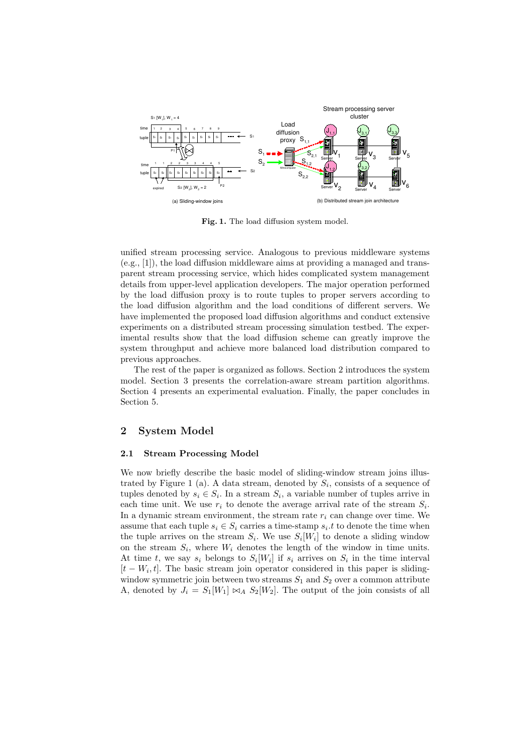**Fig. 1.** The load diffusion system model.

unified stream processing service. Analogous to previous middleware systems (e.g., [1]), the load diffusion middleware aims at providing a managed and transparent stream processing service, which hides complicated system management details from upper-level application developers. The major operation performed by the load diffusion proxy is to route tuples to proper servers according to the load diffusion algorithm and the load conditions of different servers. We have implemented the proposed load diffusion algorithms and conduct extensive experiments on a distributed stream processing simulation testbed. The experimental results show that the load diffusion scheme can greatly improve the system throughput and achieve more balanced load distribution compared to previous approaches.

The rest of the paper is organized as follows. Section 2 introduces the system model. Section 3 presents the correlation-aware stream partition algorithms. Section 4 presents an experimental evaluation. Finally, the paper concludes in Section 5.

## 2 System Model

### 2.1 Stream Processing Model

We now briefly describe the basic model of sliding-window stream joins illustrated by Figure 1 (a). A data stream, denoted by $S_i$, consists of a sequence of tuples denoted by $s_i \in S_i$. In a stream $S_i$, a variable number of tuples arrive in each time unit. We use $r_i$ to denote the average arrival rate of the stream $S_i$. In a dynamic stream environment, the stream rate $r_i$ can change over time. We assume that each tuple $s_i \in S_i$ carries a time-stamp $s_i.t$ to denote the time when the tuple arrives on the stream $S_i$. We use $S_i[W_i]$ to denote a sliding window on the stream $S_i$, where $W_i$ denotes the length of the window in time units. At time $t$, we say $s_i$ belongs to $S_i[W_i]$ if $s_i$ arrives on $S_i$ in the time interval $[t - W_i, t]$. The basic stream join operator considered in this paper is sliding-window symmetric join between two streams $S_1$ and $S_2$ over a common attribute A, denoted by $J_i = S_1[W_1] \bowtie_A S_2[W_2]$. The output of the join consists of all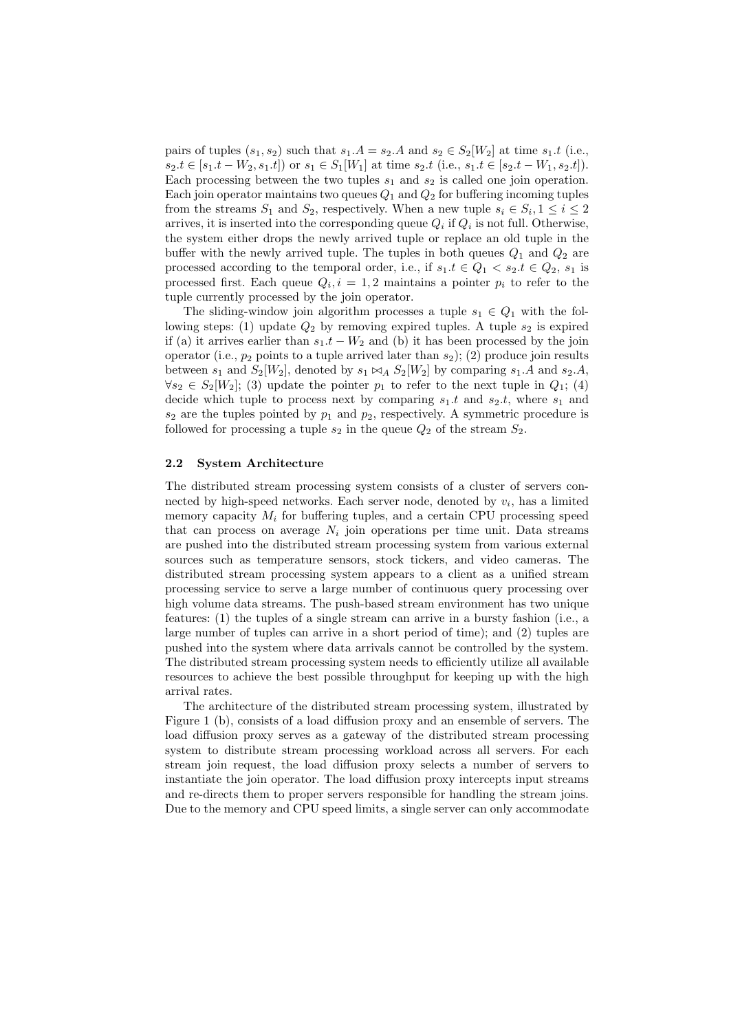pairs of tuples $(s_1, s_2)$ such that $s_1.A = s_2.A$ and $s_2 \in S_2[W_2]$ at time $s_1.t$ (i.e., $s_2.t \in [s_1.t - W_2, s_1.t]$) or $s_1 \in S_1[W_1]$ at time $s_2.t$ (i.e., $s_1.t \in [s_2.t - W_1, s_2.t]$). Each processing between the two tuples $s_1$ and $s_2$ is called one join operation. Each join operator maintains two queues $Q_1$ and $Q_2$ for buffering incoming tuples from the streams $S_1$ and $S_2$, respectively. When a new tuple $s_i \in S_i, 1 \leq i \leq 2$ arrives, it is inserted into the corresponding queue $Q_i$ if $Q_i$ is not full. Otherwise, the system either drops the newly arrived tuple or replace an old tuple in the buffer with the newly arrived tuple. The tuples in both queues $Q_1$ and $Q_2$ are processed according to the temporal order, i.e., if $s_1.t \in Q_1 < s_2.t \in Q_2$, $s_1$ is processed first. Each queue $Q_i, i = 1, 2$ maintains a pointer $p_i$ to refer to the tuple currently processed by the join operator.

The sliding-window join algorithm processes a tuple $s_1 \in Q_1$ with the following steps: (1) update $Q_2$ by removing expired tuples. A tuple $s_2$ is expired if (a) it arrives earlier than $s_1.t - W_2$ and (b) it has been processed by the join operator (i.e., $p_2$ points to a tuple arrived later than $s_2$); (2) produce join results between $s_1$ and $S_2[W_2]$, denoted by $s_1 \bowtie_A S_2[W_2]$ by comparing $s_1.A$ and $s_2.A$, $\forall s_2 \in S_2[W_2]$; (3) update the pointer $p_1$ to refer to the next tuple in $Q_1$; (4) decide which tuple to process next by comparing $s_1.t$ and $s_2.t$, where $s_1$ and $s_2$ are the tuples pointed by $p_1$ and $p_2$, respectively. A symmetric procedure is followed for processing a tuple $s_2$ in the queue $Q_2$ of the stream $S_2$.

### 2.2 System Architecture

The distributed stream processing system consists of a cluster of servers connected by high-speed networks. Each server node, denoted by $v_i$, has a limited memory capacity $M_i$ for buffering tuples, and a certain CPU processing speed that can process on average $N_i$ join operations per time unit. Data streams are pushed into the distributed stream processing system from various external sources such as temperature sensors, stock tickers, and video cameras. The distributed stream processing system appears to a client as a unified stream processing service to serve a large number of continuous query processing over high volume data streams. The push-based stream environment has two unique features: (1) the tuples of a single stream can arrive in a bursty fashion (i.e., a large number of tuples can arrive in a short period of time); and (2) tuples are pushed into the system where data arrivals cannot be controlled by the system. The distributed stream processing system needs to efficiently utilize all available resources to achieve the best possible throughput for keeping up with the high arrival rates.

The architecture of the distributed stream processing system, illustrated by Figure 1 (b), consists of a load diffusion proxy and an ensemble of servers. The load diffusion proxy serves as a gateway of the distributed stream processing system to distribute stream processing workload across all servers. For each stream join request, the load diffusion proxy selects a number of servers to instantiate the join operator. The load diffusion proxy intercepts input streams and re-directs them to proper servers responsible for handling the stream joins. Due to the memory and CPU speed limits, a single server can only accommodate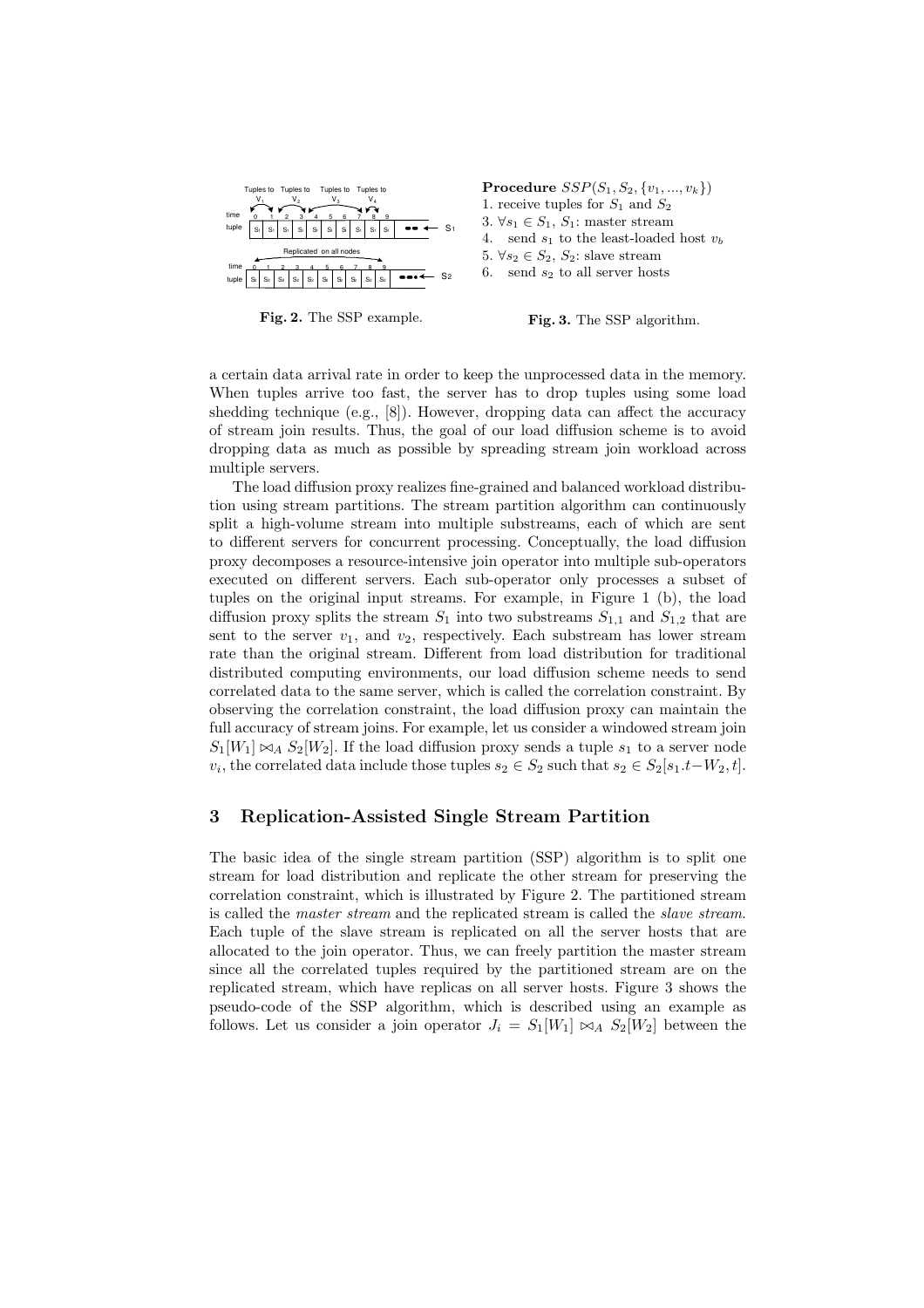Fig. 2. The SSP example.

**Procedure** $SSP(S_1, S_2, \{v_1, ..., v_k\})$
1. receive tuples for $S_1$ and $S_2$
3. $\forall s_1 \in S_1$, $S_1$: master stream
4. send $s_1$ to the least-loaded host $v_b$
5. $\forall s_2 \in S_2$, $S_2$: slave stream
6. send $s_2$ to all server hosts

Fig. 3. The SSP algorithm.

a certain data arrival rate in order to keep the unprocessed data in the memory. When tuples arrive too fast, the server has to drop tuples using some load shedding technique (e.g., [8]). However, dropping data can affect the accuracy of stream join results. Thus, the goal of our load diffusion scheme is to avoid dropping data as much as possible by spreading stream join workload across multiple servers.

The load diffusion proxy realizes fine-grained and balanced workload distribution using stream partitions. The stream partition algorithm can continuously split a high-volume stream into multiple substreams, each of which are sent to different servers for concurrent processing. Conceptually, the load diffusion proxy decomposes a resource-intensive join operator into multiple sub-operators executed on different servers. Each sub-operator only processes a subset of tuples on the original input streams. For example, in Figure 1 (b), the load diffusion proxy splits the stream $S_1$ into two substreams $S_{1,1}$ and $S_{1,2}$ that are sent to the server $v_1$, and $v_2$, respectively. Each substream has lower stream rate than the original stream. Different from load distribution for traditional distributed computing environments, our load diffusion scheme needs to send correlated data to the same server, which is called the correlation constraint. By observing the correlation constraint, the load diffusion proxy can maintain the full accuracy of stream joins. For example, let us consider a windowed stream join $S_1[W_1] \bowtie_A S_2[W_2]$. If the load diffusion proxy sends a tuple $s_1$ to a server node $v_i$, the correlated data include those tuples $s_2 \in S_2$ such that $s_2 \in S_2[s_1.t - W_2, t]$.

## 3 Replication-Assisted Single Stream Partition

The basic idea of the single stream partition (SSP) algorithm is to split one stream for load distribution and replicate the other stream for preserving the correlation constraint, which is illustrated by Figure 2. The partitioned stream is called the *master stream* and the replicated stream is called the *slave stream*. Each tuple of the slave stream is replicated on all the server hosts that are allocated to the join operator. Thus, we can freely partition the master stream since all the correlated tuples required by the partitioned stream are on the replicated stream, which have replicas on all server hosts. Figure 3 shows the pseudo-code of the SSP algorithm, which is described using an example as follows. Let us consider a join operator $J_i = S_1[W_1] \bowtie_A S_2[W_2]$ between the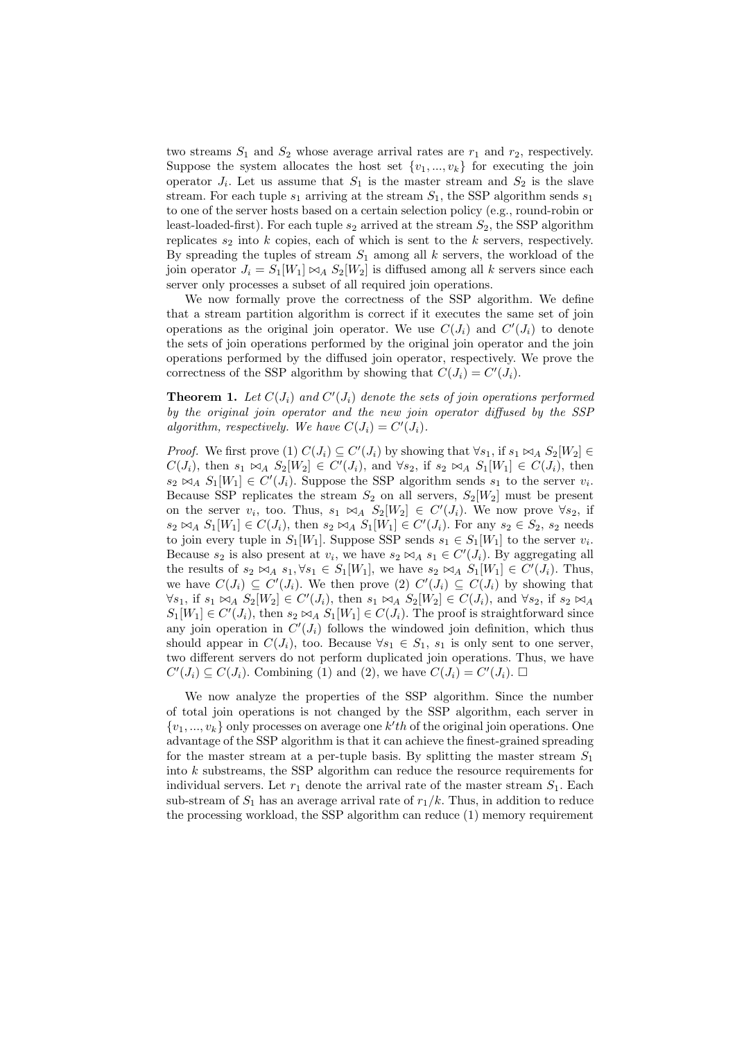two streams $S_1$ and $S_2$ whose average arrival rates are $r_1$ and $r_2$, respectively. Suppose the system allocates the host set $\{v_1, ..., v_k\}$ for executing the join operator $J_i$. Let us assume that $S_1$ is the master stream and $S_2$ is the slave stream. For each tuple $s_1$ arriving at the stream $S_1$, the SSP algorithm sends $s_1$ to one of the server hosts based on a certain selection policy (e.g., round-robin or least-loaded-first). For each tuple $s_2$ arrived at the stream $S_2$, the SSP algorithm replicates $s_2$ into $k$ copies, each of which is sent to the $k$ servers, respectively. By spreading the tuples of stream $S_1$ among all $k$ servers, the workload of the join operator $J_i = S_1[W_1] \bowtie_A S_2[W_2]$ is diffused among all $k$ servers since each server only processes a subset of all required join operations.

We now formally prove the correctness of the SSP algorithm. We define that a stream partition algorithm is correct if it executes the same set of join operations as the original join operator. We use $C(J_i)$ and $C'(J_i)$ to denote the sets of join operations performed by the original join operator and the join operations performed by the diffused join operator, respectively. We prove the correctness of the SSP algorithm by showing that $C(J_i) = C'(J_i)$.

**Theorem 1.** *Let $C(J_i)$ and $C'(J_i)$ denote the sets of join operations performed by the original join operator and the new join operator diffused by the SSP algorithm, respectively. We have $C(J_i) = C'(J_i)$.*

*Proof.* We first prove (1) $C(J_i) \subseteq C'(J_i)$ by showing that $\forall s_1$, if $s_1 \bowtie_A S_2[W_2] \in C(J_i)$, then $s_1 \bowtie_A S_2[W_2] \in C'(J_i)$, and $\forall s_2$, if $s_2 \bowtie_A S_1[W_1] \in C(J_i)$, then $s_2 \bowtie_A S_1[W_1] \in C'(J_i)$. Suppose the SSP algorithm sends $s_1$ to the server $v_i$. Because SSP replicates the stream $S_2$ on all servers, $S_2[W_2]$ must be present on the server $v_i$, too. Thus, $s_1 \bowtie_A S_2[W_2] \in C'(J_i)$. We now prove $\forall s_2$, if $s_2 \bowtie_A S_1[W_1] \in C(J_i)$, then $s_2 \bowtie_A S_1[W_1] \in C'(J_i)$. For any $s_2 \in S_2$, $s_2$ needs to join every tuple in $S_1[W_1]$. Suppose SSP sends $s_1 \in S_1[W_1]$ to the server $v_i$. Because $s_2$ is also present at $v_i$, we have $s_2 \bowtie_A s_1 \in C'(J_i)$. By aggregating all the results of $s_2 \bowtie_A s_1, \forall s_1 \in S_1[W_1]$, we have $s_2 \bowtie_A S_1[W_1] \in C'(J_i)$. Thus, we have $C(J_i) \subseteq C'(J_i)$. We then prove (2) $C'(J_i) \subseteq C(J_i)$ by showing that $\forall s_1$, if $s_1 \bowtie_A S_2[W_2] \in C'(J_i)$, then $s_1 \bowtie_A S_2[W_2] \in C(J_i)$, and $\forall s_2$, if $s_2 \bowtie_A S_1[W_1] \in C'(J_i)$, then $s_2 \bowtie_A S_1[W_1] \in C(J_i)$. The proof is straightforward since any join operation in $C'(J_i)$ follows the windowed join definition, which thus should appear in $C(J_i)$, too. Because $\forall s_1 \in S_1$, $s_1$ is only sent to one server, two different servers do not perform duplicated join operations. Thus, we have $C'(J_i) \subseteq C(J_i)$. Combining (1) and (2), we have $C(J_i) = C'(J_i)$. $\square$

We now analyze the properties of the SSP algorithm. Since the number of total join operations is not changed by the SSP algorithm, each server in $\{v_1, ..., v_k\}$ only processes on average one $k'th$ of the original join operations. One advantage of the SSP algorithm is that it can achieve the finest-grained spreading for the master stream at a per-tuple basis. By splitting the master stream $S_1$ into $k$ substreams, the SSP algorithm can reduce the resource requirements for individual servers. Let $r_1$ denote the arrival rate of the master stream $S_1$. Each sub-stream of $S_1$ has an average arrival rate of $r_1/k$. Thus, in addition to reduce the processing workload, the SSP algorithm can reduce (1) memory requirement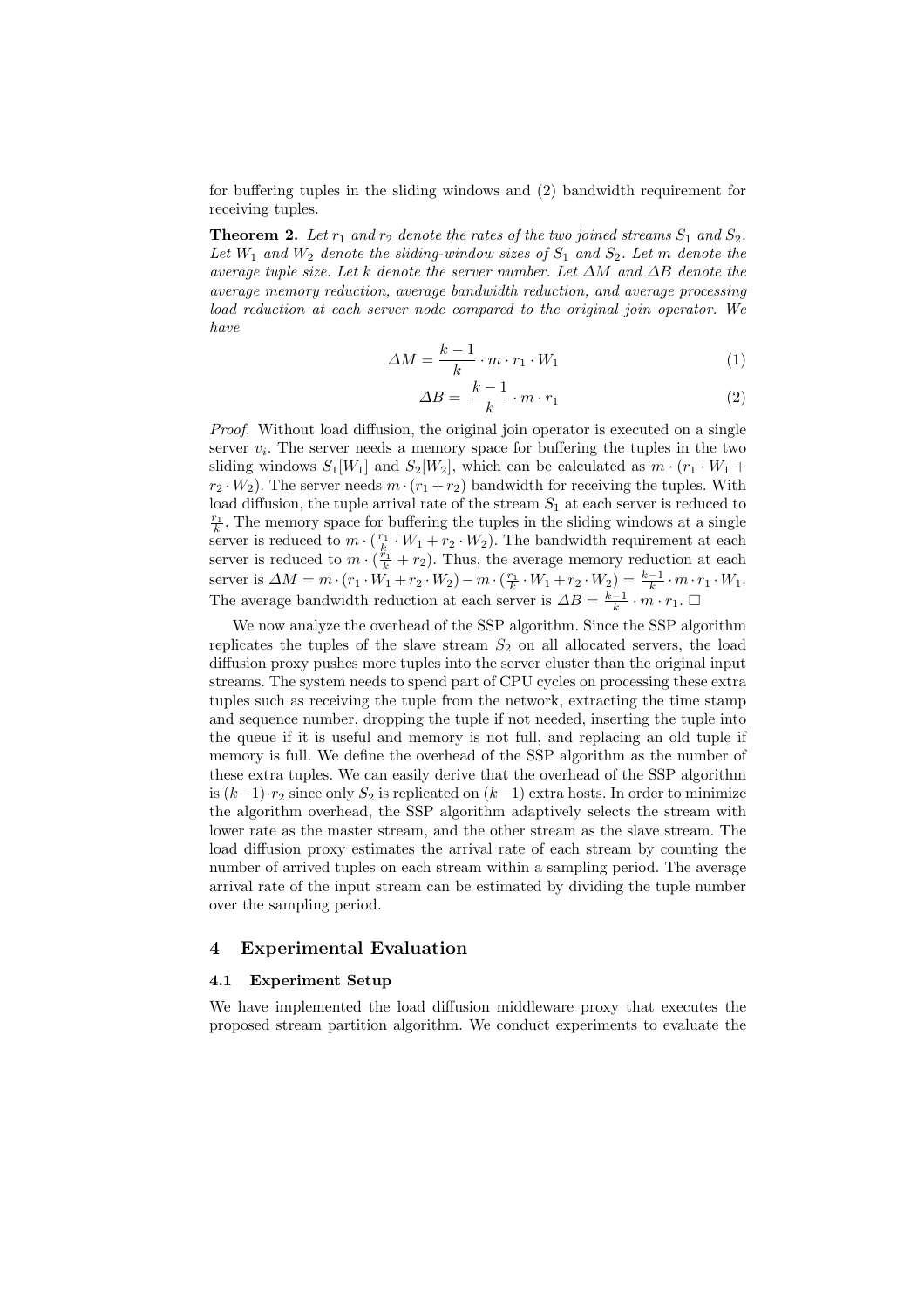for buffering tuples in the sliding windows and (2) bandwidth requirement for receiving tuples.

**Theorem 2.** *Let $r_1$ and $r_2$ denote the rates of the two joined streams $S_1$ and $S_2$. Let $W_1$ and $W_2$ denote the sliding-window sizes of $S_1$ and $S_2$. Let $m$ denote the average tuple size. Let $k$ denote the server number. Let $\Delta M$ and $\Delta B$ denote the average memory reduction, average bandwidth reduction, and average processing load reduction at each server node compared to the original join operator. We have*

$$\Delta M = \frac{k-1}{k} \cdot m \cdot r_1 \cdot W_1 \tag{1}$$

$$\Delta B = \frac{k-1}{k} \cdot m \cdot r_1 \tag{2}$$

*Proof.* Without load diffusion, the original join operator is executed on a single server $v_i$. The server needs a memory space for buffering the tuples in the two sliding windows $S_1[W_1]$ and $S_2[W_2]$, which can be calculated as $m \cdot (r_1 \cdot W_1 + r_2 \cdot W_2)$. The server needs $m \cdot (r_1 + r_2)$ bandwidth for receiving the tuples. With load diffusion, the tuple arrival rate of the stream $S_1$ at each server is reduced to $\frac{r_1}{k}$. The memory space for buffering the tuples in the sliding windows at a single server is reduced to $m \cdot (\frac{r_1}{k} \cdot W_1 + r_2 \cdot W_2)$. The bandwidth requirement at each server is reduced to $m \cdot (\frac{r_1}{k} + r_2)$. Thus, the average memory reduction at each server is $\Delta M = m \cdot (r_1 \cdot W_1 + r_2 \cdot W_2) - m \cdot (\frac{r_1}{k} \cdot W_1 + r_2 \cdot W_2) = \frac{k-1}{k} \cdot m \cdot r_1 \cdot W_1$. The average bandwidth reduction at each server is $\Delta B = \frac{k-1}{k} \cdot m \cdot r_1$. □

We now analyze the overhead of the SSP algorithm. Since the SSP algorithm replicates the tuples of the slave stream $S_2$ on all allocated servers, the load diffusion proxy pushes more tuples into the server cluster than the original input streams. The system needs to spend part of CPU cycles on processing these extra tuples such as receiving the tuple from the network, extracting the time stamp and sequence number, dropping the tuple if not needed, inserting the tuple into the queue if it is useful and memory is not full, and replacing an old tuple if memory is full. We define the overhead of the SSP algorithm as the number of these extra tuples. We can easily derive that the overhead of the SSP algorithm is $(k-1) \cdot r_2$ since only $S_2$ is replicated on $(k-1)$ extra hosts. In order to minimize the algorithm overhead, the SSP algorithm adaptively selects the stream with lower rate as the master stream, and the other stream as the slave stream. The load diffusion proxy estimates the arrival rate of each stream by counting the number of arrived tuples on each stream within a sampling period. The average arrival rate of the input stream can be estimated by dividing the tuple number over the sampling period.

## 4 Experimental Evaluation

### 4.1 Experiment Setup

We have implemented the load diffusion middleware proxy that executes the proposed stream partition algorithm. We conduct experiments to evaluate the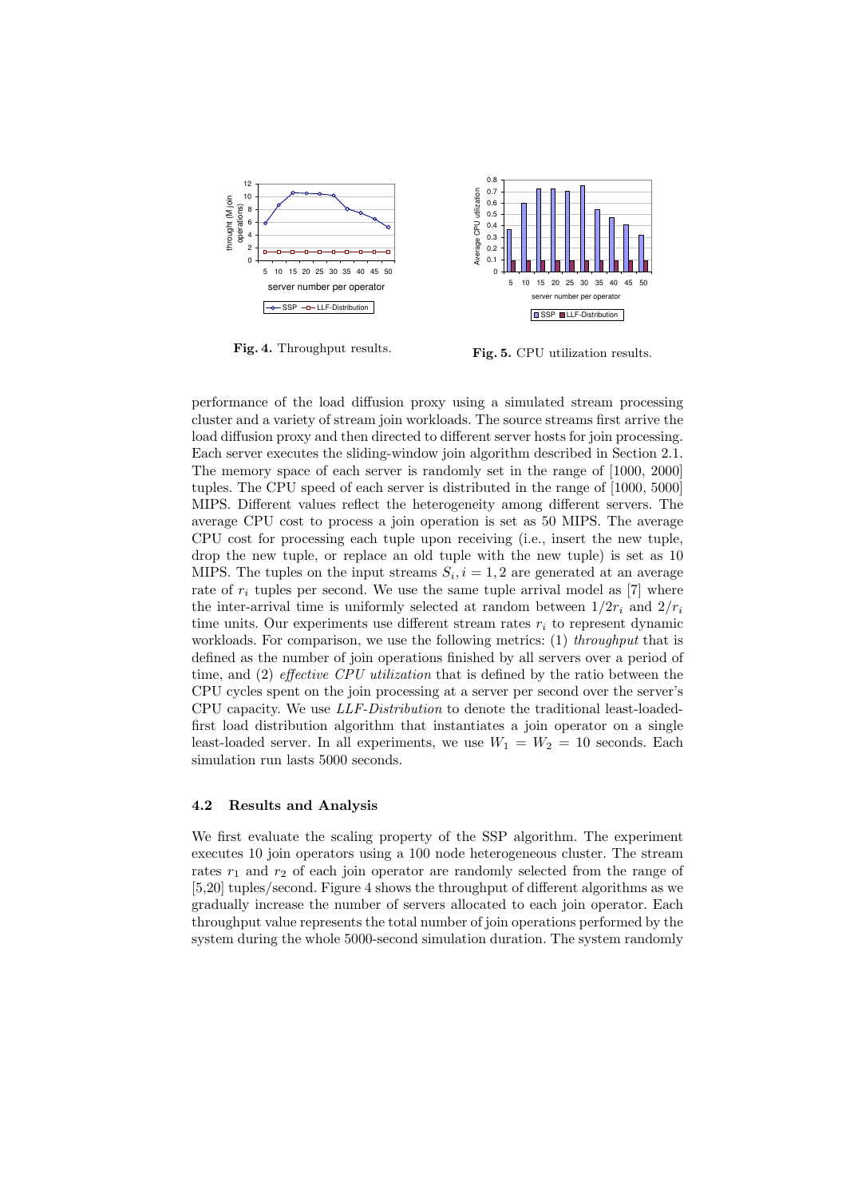Fig. 4. Throughput results.

Fig. 5. CPU utilization results.

performance of the load diffusion proxy using a simulated stream processing cluster and a variety of stream join workloads. The source streams first arrive the load diffusion proxy and then directed to different server hosts for join processing. Each server executes the sliding-window join algorithm described in Section 2.1. The memory space of each server is randomly set in the range of [1000, 2000] tuples. The CPU speed of each server is distributed in the range of [1000, 5000] MIPS. Different values reflect the heterogeneity among different servers. The average CPU cost to process a join operation is set as 50 MIPS. The average CPU cost for processing each tuple upon receiving (i.e., insert the new tuple, drop the new tuple, or replace an old tuple with the new tuple) is set as 10 MIPS. The tuples on the input streams $S_i, i = 1, 2$ are generated at an average rate of $r_i$ tuples per second. We use the same tuple arrival model as [7] where the inter-arrival time is uniformly selected at random between $1/2r_i$ and $2/r_i$ time units. Our experiments use different stream rates $r_i$ to represent dynamic workloads. For comparison, we use the following metrics: (1) *throughput* that is defined as the number of join operations finished by all servers over a period of time, and (2) *effective CPU utilization* that is defined by the ratio between the CPU cycles spent on the join processing at a server per second over the server's CPU capacity. We use *LLF-Distribution* to denote the traditional least-loaded-first load distribution algorithm that instantiates a join operator on a single least-loaded server. In all experiments, we use $W_1 = W_2 = 10$ seconds. Each simulation run lasts 5000 seconds.

### 4.2 Results and Analysis

We first evaluate the scaling property of the SSP algorithm. The experiment executes 10 join operators using a 100 node heterogeneous cluster. The stream rates $r_1$ and $r_2$ of each join operator are randomly selected from the range of [5,20] tuples/second. Figure 4 shows the throughput of different algorithms as we gradually increase the number of servers allocated to each join operator. Each throughput value represents the total number of join operations performed by the system during the whole 5000-second simulation duration. The system randomly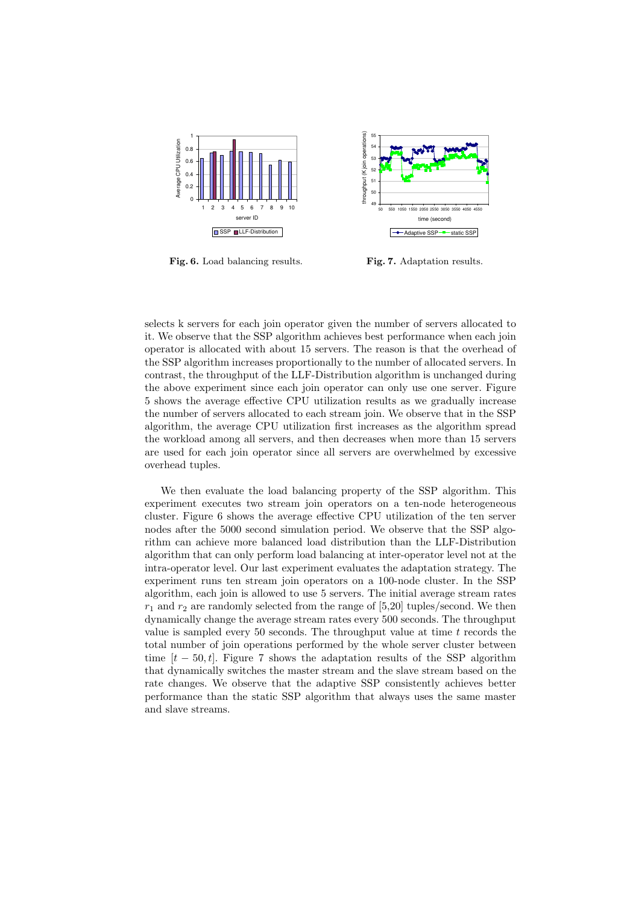Fig. 6. Load balancing results.

Fig. 7. Adaptation results.

selects k servers for each join operator given the number of servers allocated to it. We observe that the SSP algorithm achieves best performance when each join operator is allocated with about 15 servers. The reason is that the overhead of the SSP algorithm increases proportionally to the number of allocated servers. In contrast, the throughput of the LLF-Distribution algorithm is unchanged during the above experiment since each join operator can only use one server. Figure 5 shows the average effective CPU utilization results as we gradually increase the number of servers allocated to each stream join. We observe that in the SSP algorithm, the average CPU utilization first increases as the algorithm spread the workload among all servers, and then decreases when more than 15 servers are used for each join operator since all servers are overwhelmed by excessive overhead tuples.

We then evaluate the load balancing property of the SSP algorithm. This experiment executes two stream join operators on a ten-node heterogeneous cluster. Figure 6 shows the average effective CPU utilization of the ten server nodes after the 5000 second simulation period. We observe that the SSP algorithm can achieve more balanced load distribution than the LLF-Distribution algorithm that can only perform load balancing at inter-operator level not at the intra-operator level. Our last experiment evaluates the adaptation strategy. The experiment runs ten stream join operators on a 100-node cluster. In the SSP algorithm, each join is allowed to use 5 servers. The initial average stream rates $r_1$ and $r_2$ are randomly selected from the range of [5,20] tuples/second. We then dynamically change the average stream rates every 500 seconds. The throughput value is sampled every 50 seconds. The throughput value at time $t$ records the total number of join operations performed by the whole server cluster between time $[t - 50, t]$. Figure 7 shows the adaptation results of the SSP algorithm that dynamically switches the master stream and the slave stream based on the rate changes. We observe that the adaptive SSP consistently achieves better performance than the static SSP algorithm that always uses the same master and slave streams.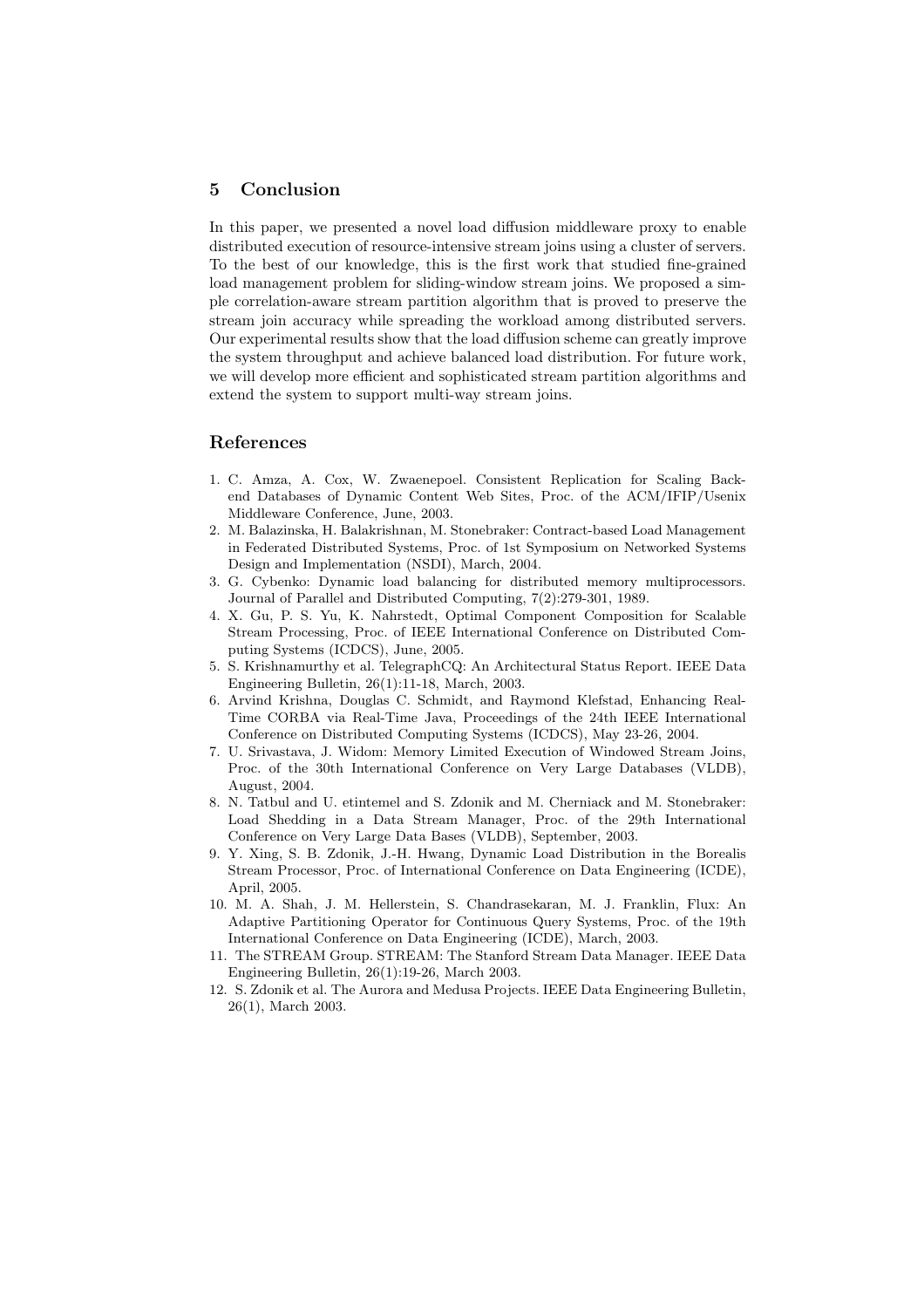## 5 Conclusion

In this paper, we presented a novel load diffusion middleware proxy to enable distributed execution of resource-intensive stream joins using a cluster of servers. To the best of our knowledge, this is the first work that studied fine-grained load management problem for sliding-window stream joins. We proposed a simple correlation-aware stream partition algorithm that is proved to preserve the stream join accuracy while spreading the workload among distributed servers. Our experimental results show that the load diffusion scheme can greatly improve the system throughput and achieve balanced load distribution. For future work, we will develop more efficient and sophisticated stream partition algorithms and extend the system to support multi-way stream joins.

## References

1. C. Amza, A. Cox, W. Zwaenepoel. Consistent Replication for Scaling Backend Databases of Dynamic Content Web Sites, Proc. of the ACM/IFIP/Usenix Middleware Conference, June, 2003.
2. M. Balazinska, H. Balakrishnan, M. Stonebraker: Contract-based Load Management in Federated Distributed Systems, Proc. of 1st Symposium on Networked Systems Design and Implementation (NSDI), March, 2004.
3. G. Cybenko: Dynamic load balancing for distributed memory multiprocessors. Journal of Parallel and Distributed Computing, 7(2):279-301, 1989.
4. X. Gu, P. S. Yu, K. Nahrstedt, Optimal Component Composition for Scalable Stream Processing, Proc. of IEEE International Conference on Distributed Computing Systems (ICDCS), June, 2005.
5. S. Krishnamurthy et al. TelegraphCQ: An Architectural Status Report. IEEE Data Engineering Bulletin, 26(1):11-18, March, 2003.
6. Arvind Krishna, Douglas C. Schmidt, and Raymond Klefstad, Enhancing Real-Time CORBA via Real-Time Java, Proceedings of the 24th IEEE International Conference on Distributed Computing Systems (ICDCS), May 23-26, 2004.
7. U. Srivastava, J. Widom: Memory Limited Execution of Windowed Stream Joins, Proc. of the 30th International Conference on Very Large Databases (VLDB), August, 2004.
8. N. Tatbul and U. etintemel and S. Zdonik and M. Cherniack and M. Stonebraker: Load Shedding in a Data Stream Manager, Proc. of the 29th International Conference on Very Large Data Bases (VLDB), September, 2003.
9. Y. Xing, S. B. Zdonik, J.-H. Hwang, Dynamic Load Distribution in the Borealis Stream Processor, Proc. of International Conference on Data Engineering (ICDE), April, 2005.
10. M. A. Shah, J. M. Hellerstein, S. Chandrasekaran, M. J. Franklin, Flux: An Adaptive Partitioning Operator for Continuous Query Systems, Proc. of the 19th International Conference on Data Engineering (ICDE), March, 2003.
11. The STREAM Group. STREAM: The Stanford Stream Data Manager. IEEE Data Engineering Bulletin, 26(1):19-26, March 2003.
12. S. Zdonik et al. The Aurora and Medusa Projects. IEEE Data Engineering Bulletin, 26(1), March 2003.